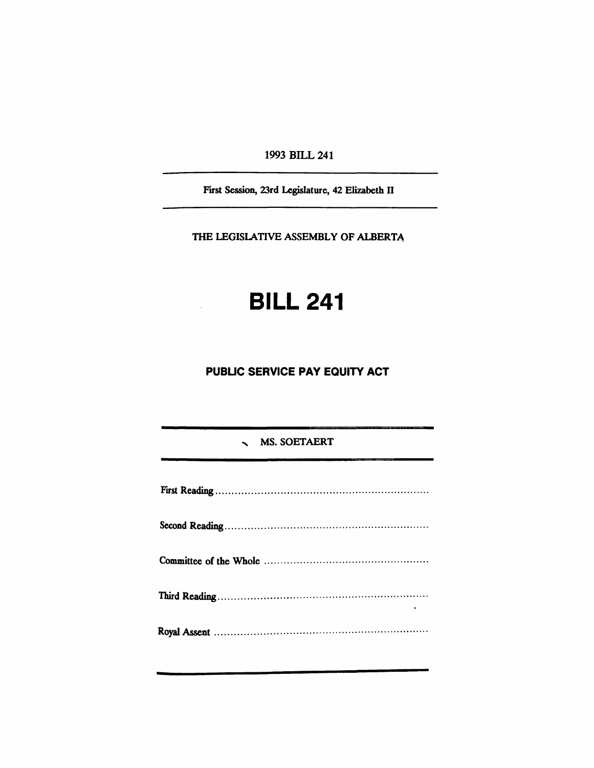1993 BILL 241

First Session, 23rd Legislature, 42 Elizabeth II

THE LEGISLATIVE ASSEMBLY OF ALBERTA

# BILL 241

## PUBLIC SERVICE PAY EQUITY ACT

MS. SOETAERT

First Reading ..................................................................

Second Reading ..............................................................

Committee of the Whole ..................................................

Third Reading ................................................................

Royal Assent ..................................................................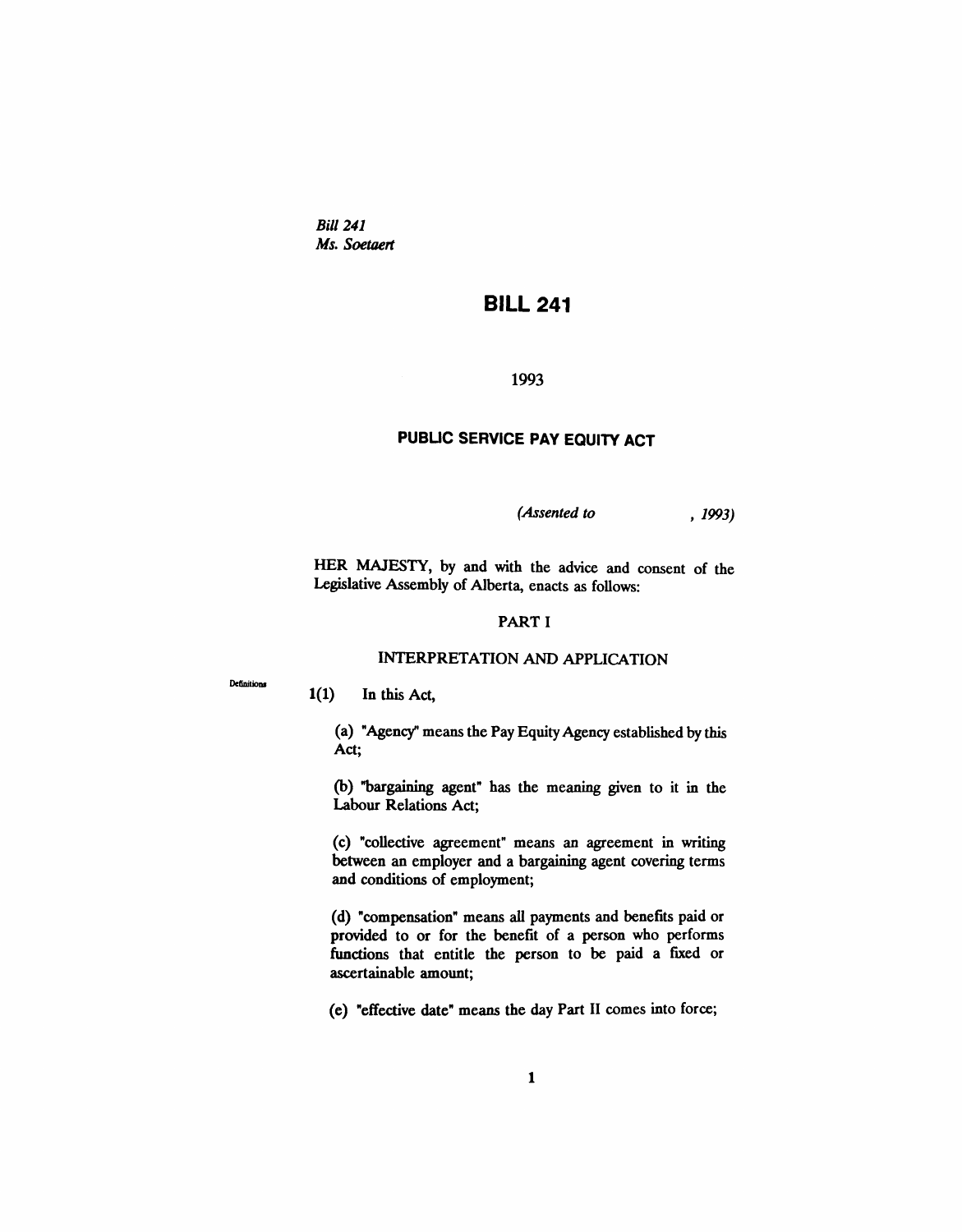*Bill 241*
*Ms. Soetaert*

# BILL 241

1993

## PUBLIC SERVICE PAY EQUITY ACT

*(Assented to , 1993)*

HER MAJESTY, by and with the advice and consent of the Legislative Assembly of Alberta, enacts as follows:

### PART I

### INTERPRETATION AND APPLICATION

Definitions

1(1) In this Act,

(a) "Agency" means the Pay Equity Agency established by this Act;

(b) "bargaining agent" has the meaning given to it in the Labour Relations Act;

(c) "collective agreement" means an agreement in writing between an employer and a bargaining agent covering terms and conditions of employment;

(d) "compensation" means all payments and benefits paid or provided to or for the benefit of a person who performs functions that entitle the person to be paid a fixed or ascertainable amount;

(e) "effective date" means the day Part II comes into force;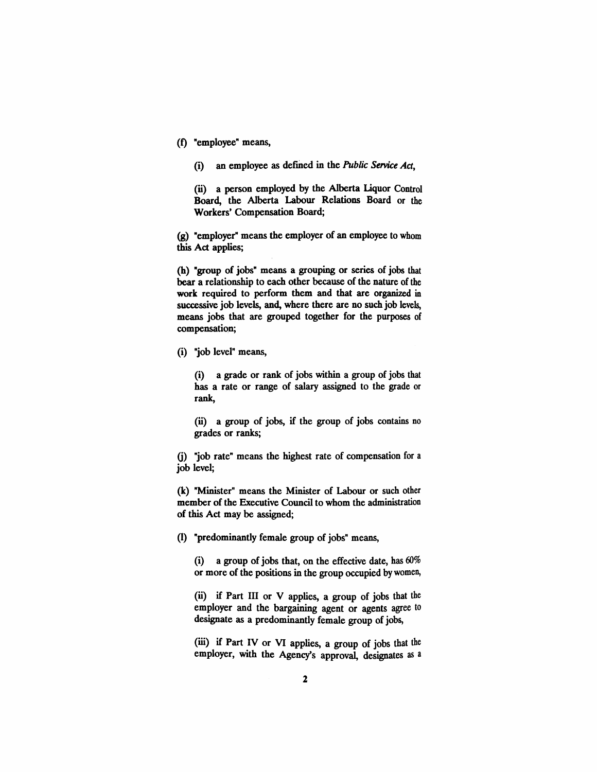(f) "employee" means,

(i) an employee as defined in the *Public Service Act*,

(ii) a person employed by the Alberta Liquor Control Board, the Alberta Labour Relations Board or the Workers' Compensation Board;

(g) "employer" means the employer of an employee to whom this Act applies;

(h) "group of jobs" means a grouping or series of jobs that bear a relationship to each other because of the nature of the work required to perform them and that are organized in successive job levels, and, where there are no such job levels, means jobs that are grouped together for the purposes of compensation;

(i) "job level" means,

(i) a grade or rank of jobs within a group of jobs that has a rate or range of salary assigned to the grade or rank,

(ii) a group of jobs, if the group of jobs contains no grades or ranks;

(j) "job rate" means the highest rate of compensation for a job level;

(k) "Minister" means the Minister of Labour or such other member of the Executive Council to whom the administration of this Act may be assigned;

(l) "predominantly female group of jobs" means,

(i) a group of jobs that, on the effective date, has 60% or more of the positions in the group occupied by women,

(ii) if Part III or V applies, a group of jobs that the employer and the bargaining agent or agents agree to designate as a predominantly female group of jobs,

(iii) if Part IV or VI applies, a group of jobs that the employer, with the Agency's approval, designates as a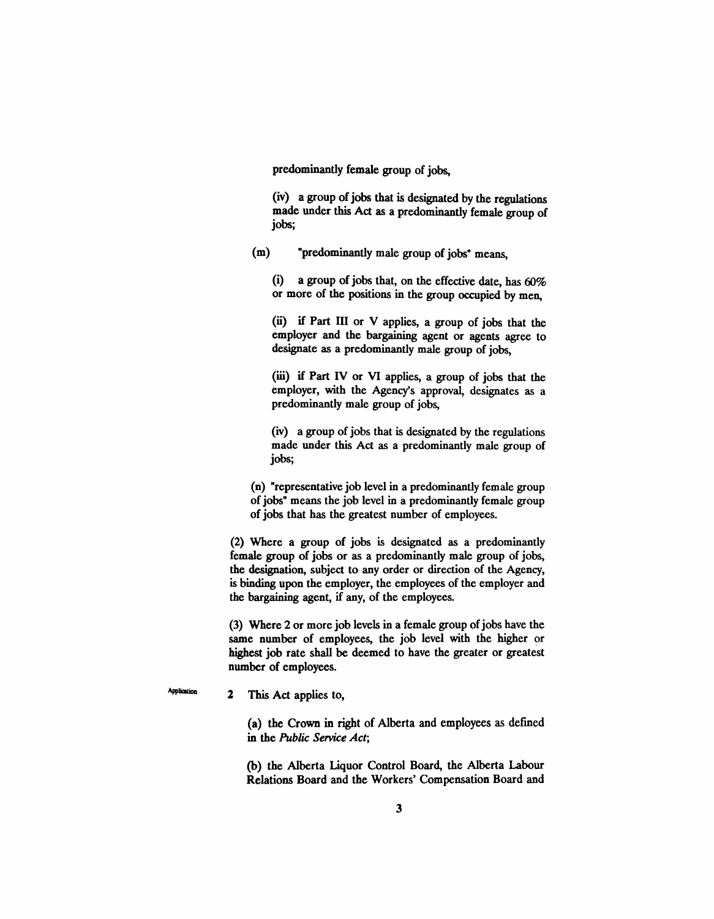predominantly female group of jobs,

(iv) a group of jobs that is designated by the regulations made under this Act as a predominantly female group of jobs;

(m) "predominantly male group of jobs" means,

(i) a group of jobs that, on the effective date, has 60% or more of the positions in the group occupied by men,

(ii) if Part III or V applies, a group of jobs that the employer and the bargaining agent or agents agree to designate as a predominantly male group of jobs,

(iii) if Part IV or VI applies, a group of jobs that the employer, with the Agency's approval, designates as a predominantly male group of jobs,

(iv) a group of jobs that is designated by the regulations made under this Act as a predominantly male group of jobs;

(n) "representative job level in a predominantly female group of jobs" means the job level in a predominantly female group of jobs that has the greatest number of employees.

(2) Where a group of jobs is designated as a predominantly female group of jobs or as a predominantly male group of jobs, the designation, subject to any order or direction of the Agency, is binding upon the employer, the employees of the employer and the bargaining agent, if any, of the employees.

(3) Where 2 or more job levels in a female group of jobs have the same number of employees, the job level with the higher or highest job rate shall be deemed to have the greater or greatest number of employees.

Application

**2** This Act applies to,

(a) the Crown in right of Alberta and employees as defined in the *Public Service Act*;

(b) the Alberta Liquor Control Board, the Alberta Labour Relations Board and the Workers' Compensation Board and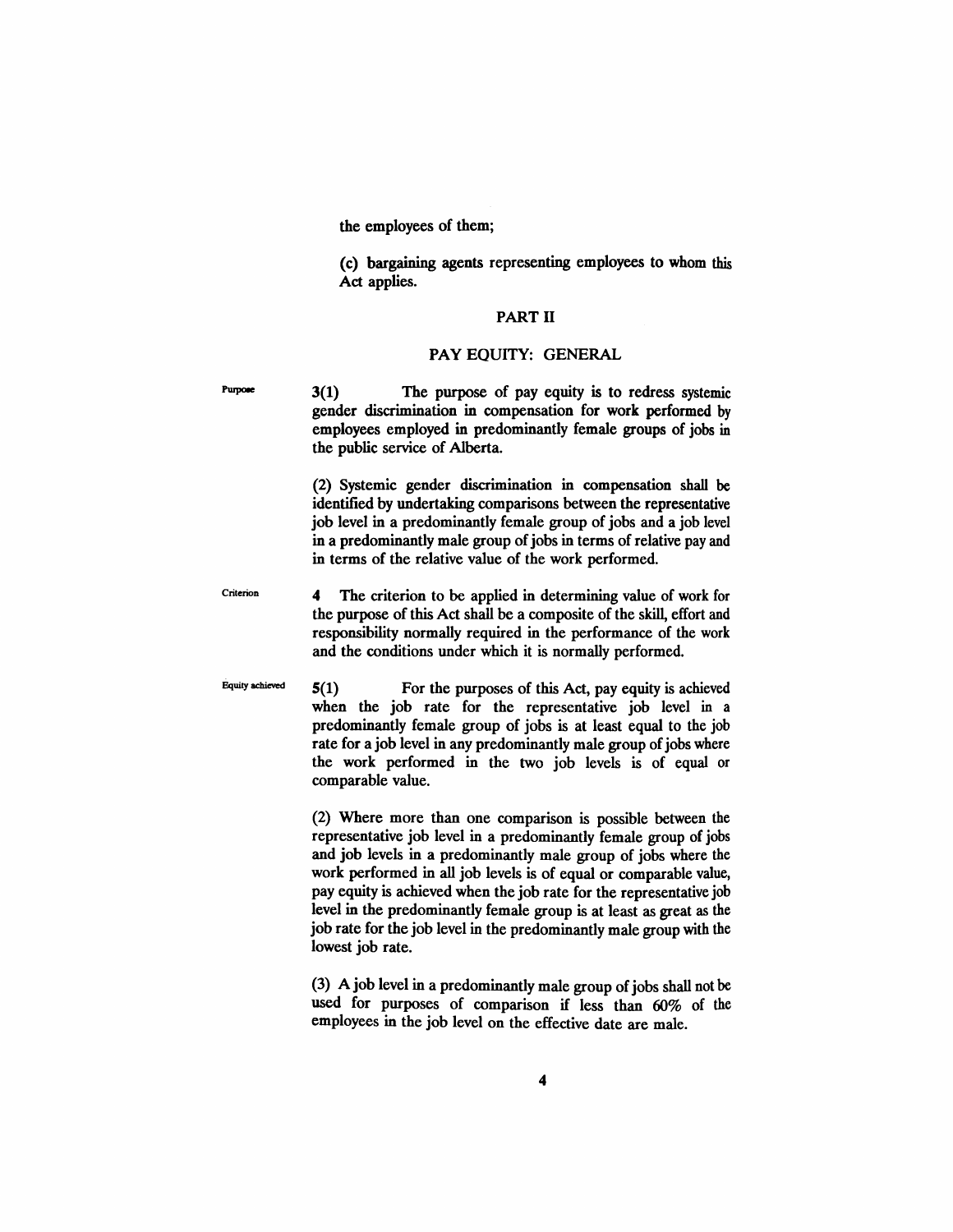the employees of them;

(c) bargaining agents representing employees to whom this Act applies.

## PART II

## PAY EQUITY: GENERAL

Purpose

**3(1)** The purpose of pay equity is to redress systemic gender discrimination in compensation for work performed by employees employed in predominantly female groups of jobs in the public service of Alberta.

(2) Systemic gender discrimination in compensation shall be identified by undertaking comparisons between the representative job level in a predominantly female group of jobs and a job level in a predominantly male group of jobs in terms of relative pay and in terms of the relative value of the work performed.

Criterion

**4** The criterion to be applied in determining value of work for the purpose of this Act shall be a composite of the skill, effort and responsibility normally required in the performance of the work and the conditions under which it is normally performed.

Equity achieved

**5(1)** For the purposes of this Act, pay equity is achieved when the job rate for the representative job level in a predominantly female group of jobs is at least equal to the job rate for a job level in any predominantly male group of jobs where the work performed in the two job levels is of equal or comparable value.

(2) Where more than one comparison is possible between the representative job level in a predominantly female group of jobs and job levels in a predominantly male group of jobs where the work performed in all job levels is of equal or comparable value, pay equity is achieved when the job rate for the representative job level in the predominantly female group is at least as great as the job rate for the job level in the predominantly male group with the lowest job rate.

(3) A job level in a predominantly male group of jobs shall not be used for purposes of comparison if less than 60% of the employees in the job level on the effective date are male.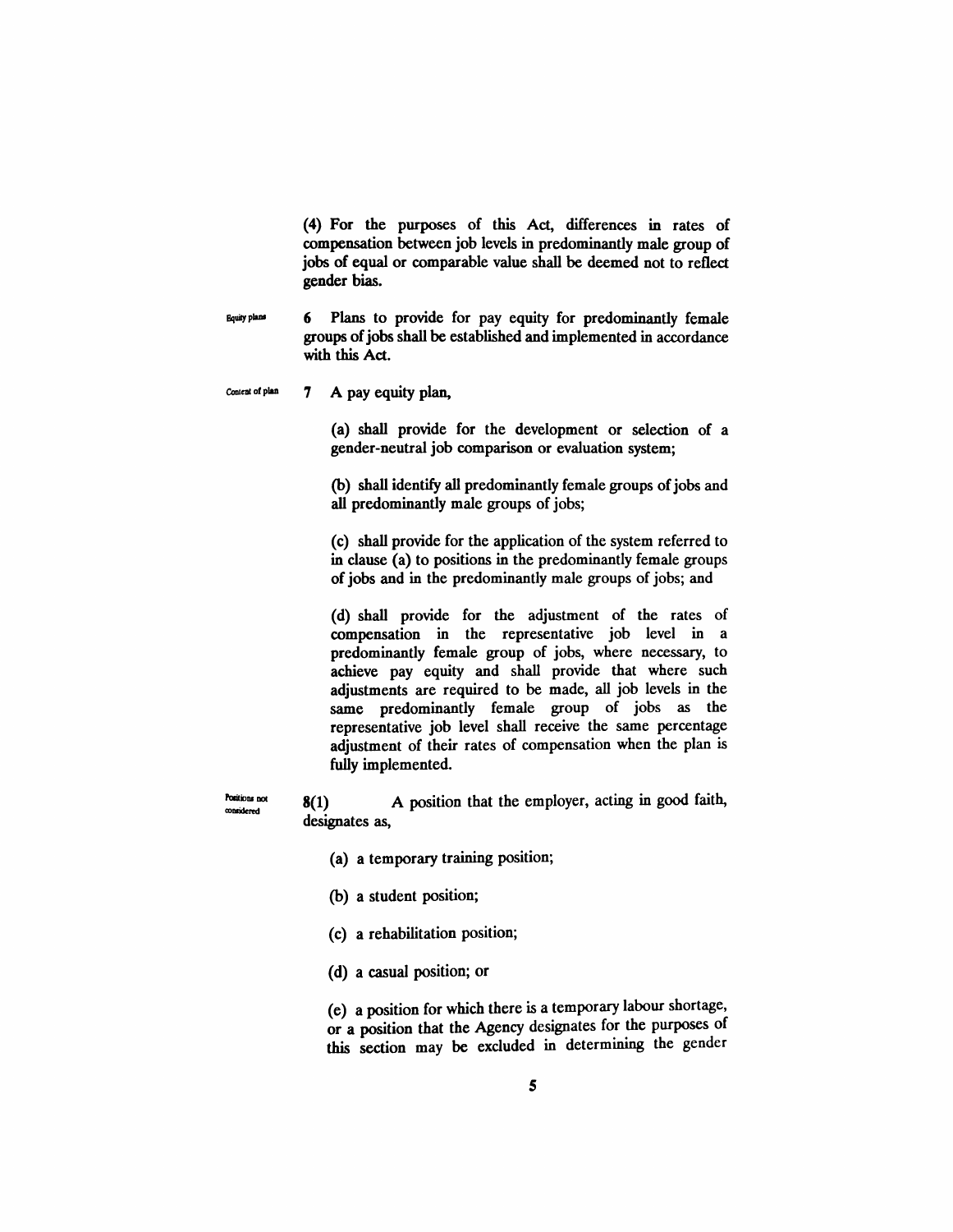(4) For the purposes of this Act, differences in rates of compensation between job levels in predominantly male group of jobs of equal or comparable value shall be deemed not to reflect gender bias.

Equity plans

6 Plans to provide for pay equity for predominantly female groups of jobs shall be established and implemented in accordance with this Act.

Content of plan

7 A pay equity plan,

(a) shall provide for the development or selection of a gender-neutral job comparison or evaluation system;

(b) shall identify all predominantly female groups of jobs and all predominantly male groups of jobs;

(c) shall provide for the application of the system referred to in clause (a) to positions in the predominantly female groups of jobs and in the predominantly male groups of jobs; and

(d) shall provide for the adjustment of the rates of compensation in the representative job level in a predominantly female group of jobs, where necessary, to achieve pay equity and shall provide that where such adjustments are required to be made, all job levels in the same predominantly female group of jobs as the representative job level shall receive the same percentage adjustment of their rates of compensation when the plan is fully implemented.

Positions not considered

8(1) A position that the employer, acting in good faith, designates as,

(a) a temporary training position;

(b) a student position;

(c) a rehabilitation position;

(d) a casual position; or

(e) a position for which there is a temporary labour shortage, or a position that the Agency designates for the purposes of this section may be excluded in determining the gender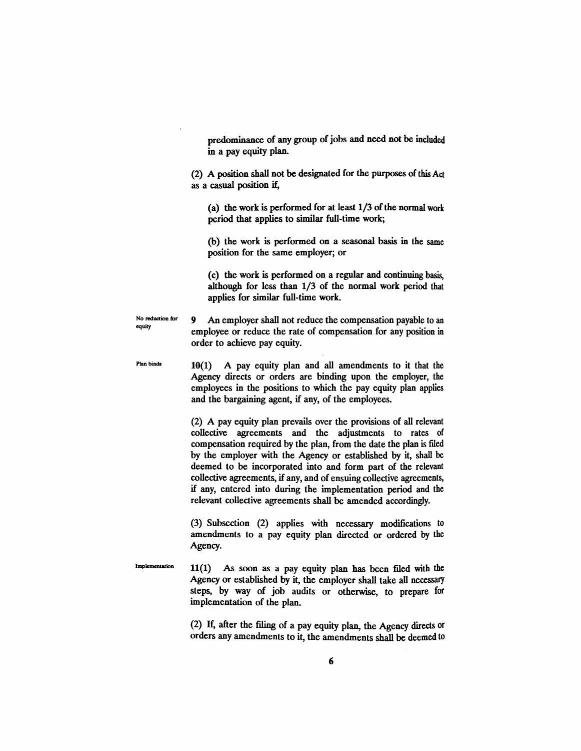predominance of any group of jobs and need not be included in a pay equity plan.

(2) A position shall not be designated for the purposes of this Act as a casual position if,

(a) the work is performed for at least 1/3 of the normal work period that applies to similar full-time work;

(b) the work is performed on a seasonal basis in the same position for the same employer; or

(c) the work is performed on a regular and continuing basis, although for less than 1/3 of the normal work period that applies for similar full-time work.

*No reduction for equity*

**9** An employer shall not reduce the compensation payable to an employee or reduce the rate of compensation for any position in order to achieve pay equity.

*Plan binds*

**10(1)** A pay equity plan and all amendments to it that the Agency directs or orders are binding upon the employer, the employees in the positions to which the pay equity plan applies and the bargaining agent, if any, of the employees.

(2) A pay equity plan prevails over the provisions of all relevant collective agreements and the adjustments to rates of compensation required by the plan, from the date the plan is filed by the employer with the Agency or established by it, shall be deemed to be incorporated into and form part of the relevant collective agreements, if any, and of ensuing collective agreements, if any, entered into during the implementation period and the relevant collective agreements shall be amended accordingly.

(3) Subsection (2) applies with necessary modifications to amendments to a pay equity plan directed or ordered by the Agency.

*Implementation*

**11(1)** As soon as a pay equity plan has been filed with the Agency or established by it, the employer shall take all necessary steps, by way of job audits or otherwise, to prepare for implementation of the plan.

(2) If, after the filing of a pay equity plan, the Agency directs or orders any amendments to it, the amendments shall be deemed to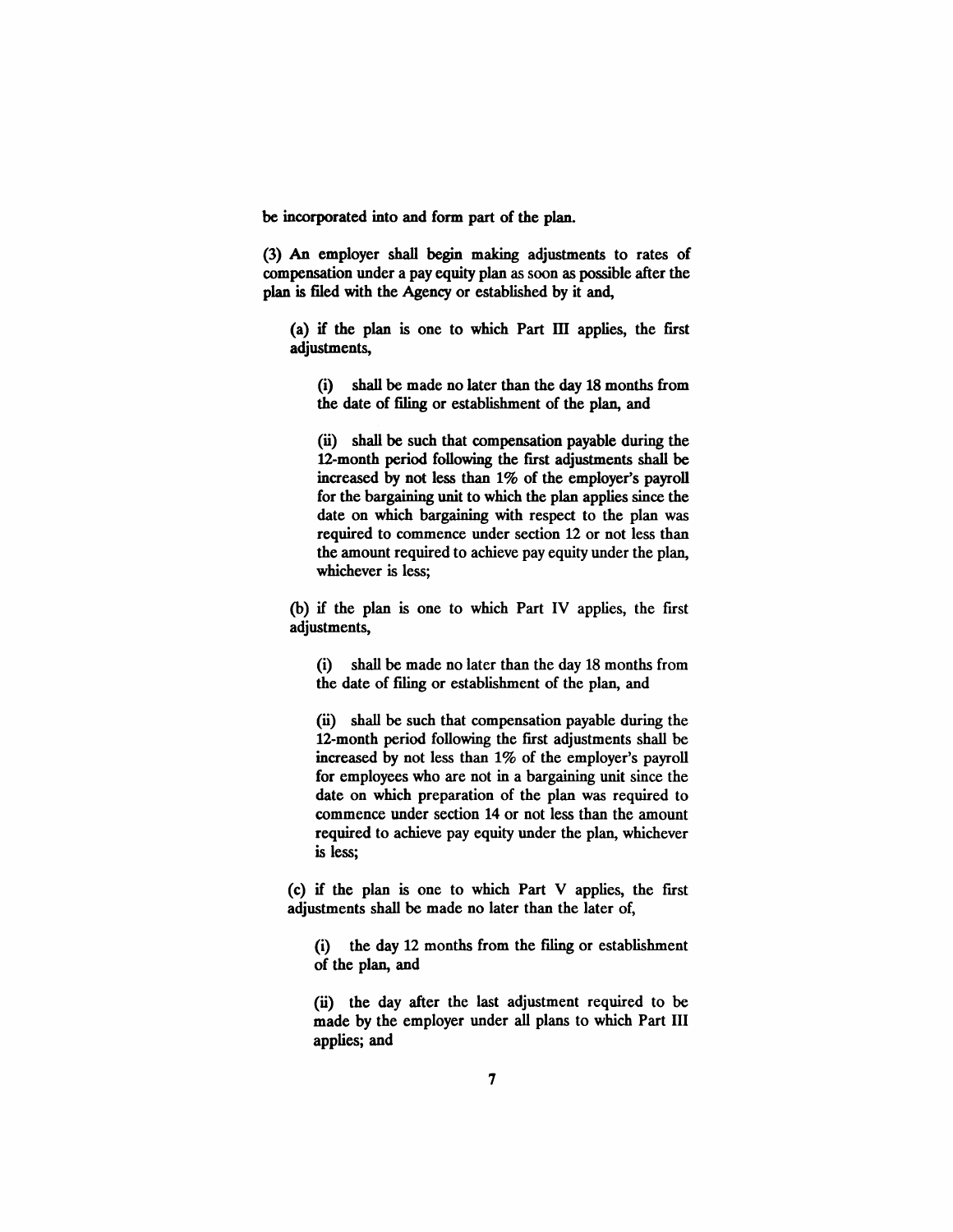be incorporated into and form part of the plan.

(3) An employer shall begin making adjustments to rates of compensation under a pay equity plan as soon as possible after the plan is filed with the Agency or established by it and,

(a) if the plan is one to which Part III applies, the first adjustments,

(i) shall be made no later than the day 18 months from the date of filing or establishment of the plan, and

(ii) shall be such that compensation payable during the 12-month period following the first adjustments shall be increased by not less than 1% of the employer's payroll for the bargaining unit to which the plan applies since the date on which bargaining with respect to the plan was required to commence under section 12 or not less than the amount required to achieve pay equity under the plan, whichever is less;

(b) if the plan is one to which Part IV applies, the first adjustments,

(i) shall be made no later than the day 18 months from the date of filing or establishment of the plan, and

(ii) shall be such that compensation payable during the 12-month period following the first adjustments shall be increased by not less than 1% of the employer's payroll for employees who are not in a bargaining unit since the date on which preparation of the plan was required to commence under section 14 or not less than the amount required to achieve pay equity under the plan, whichever is less;

(c) if the plan is one to which Part V applies, the first adjustments shall be made no later than the later of,

(i) the day 12 months from the filing or establishment of the plan, and

(ii) the day after the last adjustment required to be made by the employer under all plans to which Part III applies; and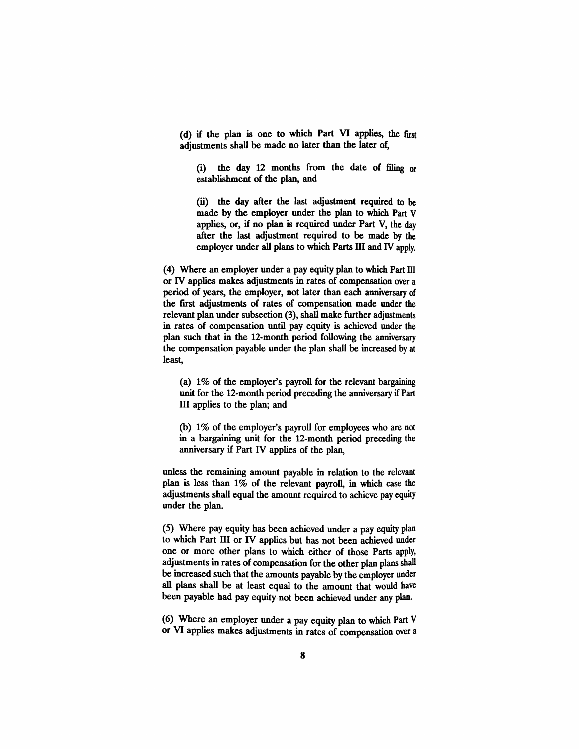(d) if the plan is one to which Part VI applies, the first adjustments shall be made no later than the later of,

(i) the day 12 months from the date of filing or establishment of the plan, and

(ii) the day after the last adjustment required to be made by the employer under the plan to which Part V applies, or, if no plan is required under Part V, the day after the last adjustment required to be made by the employer under all plans to which Parts III and IV apply.

(4) Where an employer under a pay equity plan to which Part III or IV applies makes adjustments in rates of compensation over a period of years, the employer, not later than each anniversary of the first adjustments of rates of compensation made under the relevant plan under subsection (3), shall make further adjustments in rates of compensation until pay equity is achieved under the plan such that in the 12-month period following the anniversary the compensation payable under the plan shall be increased by at least,

(a) 1% of the employer's payroll for the relevant bargaining unit for the 12-month period preceding the anniversary if Part III applies to the plan; and

(b) 1% of the employer's payroll for employees who are not in a bargaining unit for the 12-month period preceding the anniversary if Part IV applies of the plan,

unless the remaining amount payable in relation to the relevant plan is less than 1% of the relevant payroll, in which case the adjustments shall equal the amount required to achieve pay equity under the plan.

(5) Where pay equity has been achieved under a pay equity plan to which Part III or IV applies but has not been achieved under one or more other plans to which either of those Parts apply, adjustments in rates of compensation for the other plan plans shall be increased such that the amounts payable by the employer under all plans shall be at least equal to the amount that would have been payable had pay equity not been achieved under any plan.

(6) Where an employer under a pay equity plan to which Part V or VI applies makes adjustments in rates of compensation over a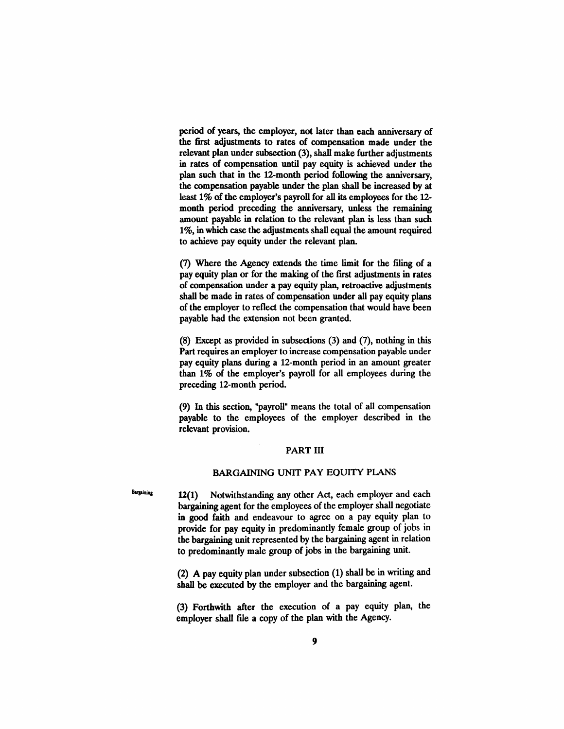period of years, the employer, not later than each anniversary of the first adjustments to rates of compensation made under the relevant plan under subsection (3), shall make further adjustments in rates of compensation until pay equity is achieved under the plan such that in the 12-month period following the anniversary, the compensation payable under the plan shall be increased by at least 1% of the employer's payroll for all its employees for the 12-month period preceding the anniversary, unless the remaining amount payable in relation to the relevant plan is less than such 1%, in which case the adjustments shall equal the amount required to achieve pay equity under the relevant plan.

(7) Where the Agency extends the time limit for the filing of a pay equity plan or for the making of the first adjustments in rates of compensation under a pay equity plan, retroactive adjustments shall be made in rates of compensation under all pay equity plans of the employer to reflect the compensation that would have been payable had the extension not been granted.

(8) Except as provided in subsections (3) and (7), nothing in this Part requires an employer to increase compensation payable under pay equity plans during a 12-month period in an amount greater than 1% of the employer's payroll for all employees during the preceding 12-month period.

(9) In this section, "payroll" means the total of all compensation payable to the employees of the employer described in the relevant provision.

## PART III

## BARGAINING UNIT PAY EQUITY PLANS

Bargaining

**12(1)** Notwithstanding any other Act, each employer and each bargaining agent for the employees of the employer shall negotiate in good faith and endeavour to agree on a pay equity plan to provide for pay equity in predominantly female group of jobs in the bargaining unit represented by the bargaining agent in relation to predominantly male group of jobs in the bargaining unit.

(2) A pay equity plan under subsection (1) shall be in writing and shall be executed by the employer and the bargaining agent.

(3) Forthwith after the execution of a pay equity plan, the employer shall file a copy of the plan with the Agency.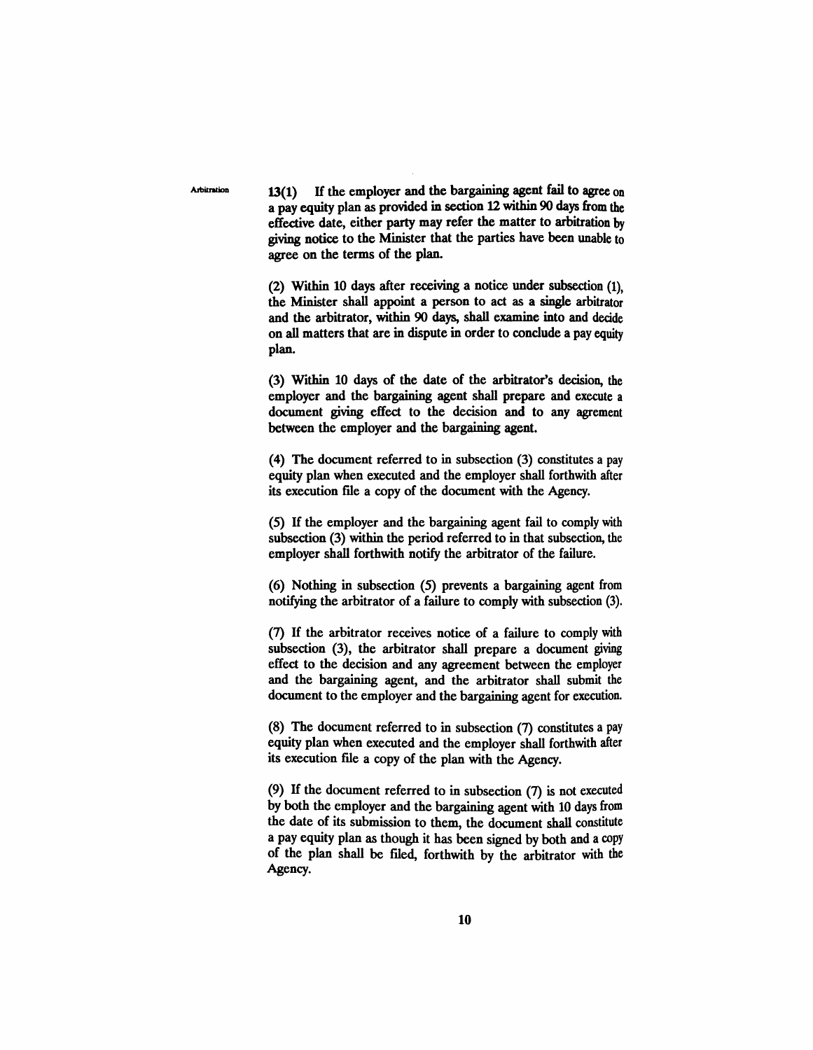Arbitration

13(1) If the employer and the bargaining agent fail to agree on a pay equity plan as provided in section 12 within 90 days from the effective date, either party may refer the matter to arbitration by giving notice to the Minister that the parties have been unable to agree on the terms of the plan.

(2) Within 10 days after receiving a notice under subsection (1), the Minister shall appoint a person to act as a single arbitrator and the arbitrator, within 90 days, shall examine into and decide on all matters that are in dispute in order to conclude a pay equity plan.

(3) Within 10 days of the date of the arbitrator's decision, the employer and the bargaining agent shall prepare and execute a document giving effect to the decision and to any agreement between the employer and the bargaining agent.

(4) The document referred to in subsection (3) constitutes a pay equity plan when executed and the employer shall forthwith after its execution file a copy of the document with the Agency.

(5) If the employer and the bargaining agent fail to comply with subsection (3) within the period referred to in that subsection, the employer shall forthwith notify the arbitrator of the failure.

(6) Nothing in subsection (5) prevents a bargaining agent from notifying the arbitrator of a failure to comply with subsection (3).

(7) If the arbitrator receives notice of a failure to comply with subsection (3), the arbitrator shall prepare a document giving effect to the decision and any agreement between the employer and the bargaining agent, and the arbitrator shall submit the document to the employer and the bargaining agent for execution.

(8) The document referred to in subsection (7) constitutes a pay equity plan when executed and the employer shall forthwith after its execution file a copy of the plan with the Agency.

(9) If the document referred to in subsection (7) is not executed by both the employer and the bargaining agent with 10 days from the date of its submission to them, the document shall constitute a pay equity plan as though it has been signed by both and a copy of the plan shall be filed, forthwith by the arbitrator with the Agency.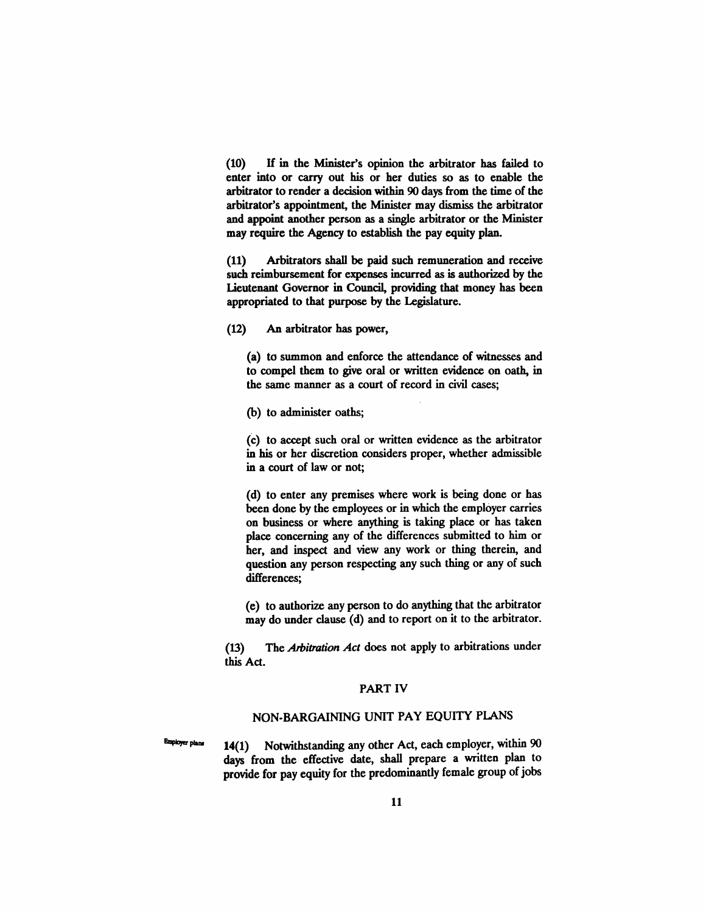(10) If in the Minister's opinion the arbitrator has failed to enter into or carry out his or her duties so as to enable the arbitrator to render a decision within 90 days from the time of the arbitrator's appointment, the Minister may dismiss the arbitrator and appoint another person as a single arbitrator or the Minister may require the Agency to establish the pay equity plan.

(11) Arbitrators shall be paid such remuneration and receive such reimbursement for expenses incurred as is authorized by the Lieutenant Governor in Council, providing that money has been appropriated to that purpose by the Legislature.

(12) An arbitrator has power,

(a) to summon and enforce the attendance of witnesses and to compel them to give oral or written evidence on oath, in the same manner as a court of record in civil cases;

(b) to administer oaths;

(c) to accept such oral or written evidence as the arbitrator in his or her discretion considers proper, whether admissible in a court of law or not;

(d) to enter any premises where work is being done or has been done by the employees or in which the employer carries on business or where anything is taking place or has taken place concerning any of the differences submitted to him or her, and inspect and view any work or thing therein, and question any person respecting any such thing or any of such differences;

(e) to authorize any person to do anything that the arbitrator may do under clause (d) and to report on it to the arbitrator.

(13) The *Arbitration Act* does not apply to arbitrations under this Act.

## PART IV

## NON-BARGAINING UNIT PAY EQUITY PLANS

Employer plans

**14(1)** Notwithstanding any other Act, each employer, within 90 days from the effective date, shall prepare a written plan to provide for pay equity for the predominantly female group of jobs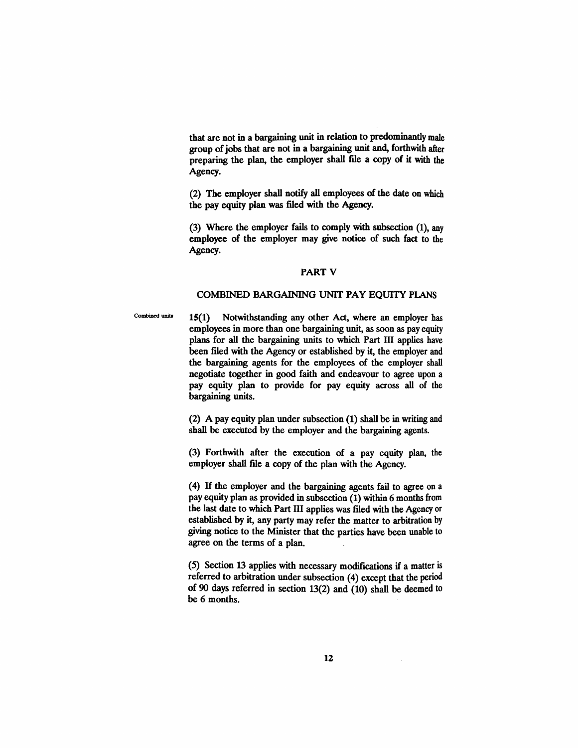that are not in a bargaining unit in relation to predominantly male group of jobs that are not in a bargaining unit and, forthwith after preparing the plan, the employer shall file a copy of it with the Agency.

(2) The employer shall notify all employees of the date on which the pay equity plan was filed with the Agency.

(3) Where the employer fails to comply with subsection (1), any employee of the employer may give notice of such fact to the Agency.

## PART V

## COMBINED BARGAINING UNIT PAY EQUITY PLANS

Combined units

**15(1)** Notwithstanding any other Act, where an employer has employees in more than one bargaining unit, as soon as pay equity plans for all the bargaining units to which Part III applies have been filed with the Agency or established by it, the employer and the bargaining agents for the employees of the employer shall negotiate together in good faith and endeavour to agree upon a pay equity plan to provide for pay equity across all of the bargaining units.

(2) A pay equity plan under subsection (1) shall be in writing and shall be executed by the employer and the bargaining agents.

(3) Forthwith after the execution of a pay equity plan, the employer shall file a copy of the plan with the Agency.

(4) If the employer and the bargaining agents fail to agree on a pay equity plan as provided in subsection (1) within 6 months from the last date to which Part III applies was filed with the Agency or established by it, any party may refer the matter to arbitration by giving notice to the Minister that the parties have been unable to agree on the terms of a plan.

(5) Section 13 applies with necessary modifications if a matter is referred to arbitration under subsection (4) except that the period of 90 days referred in section 13(2) and (10) shall be deemed to be 6 months.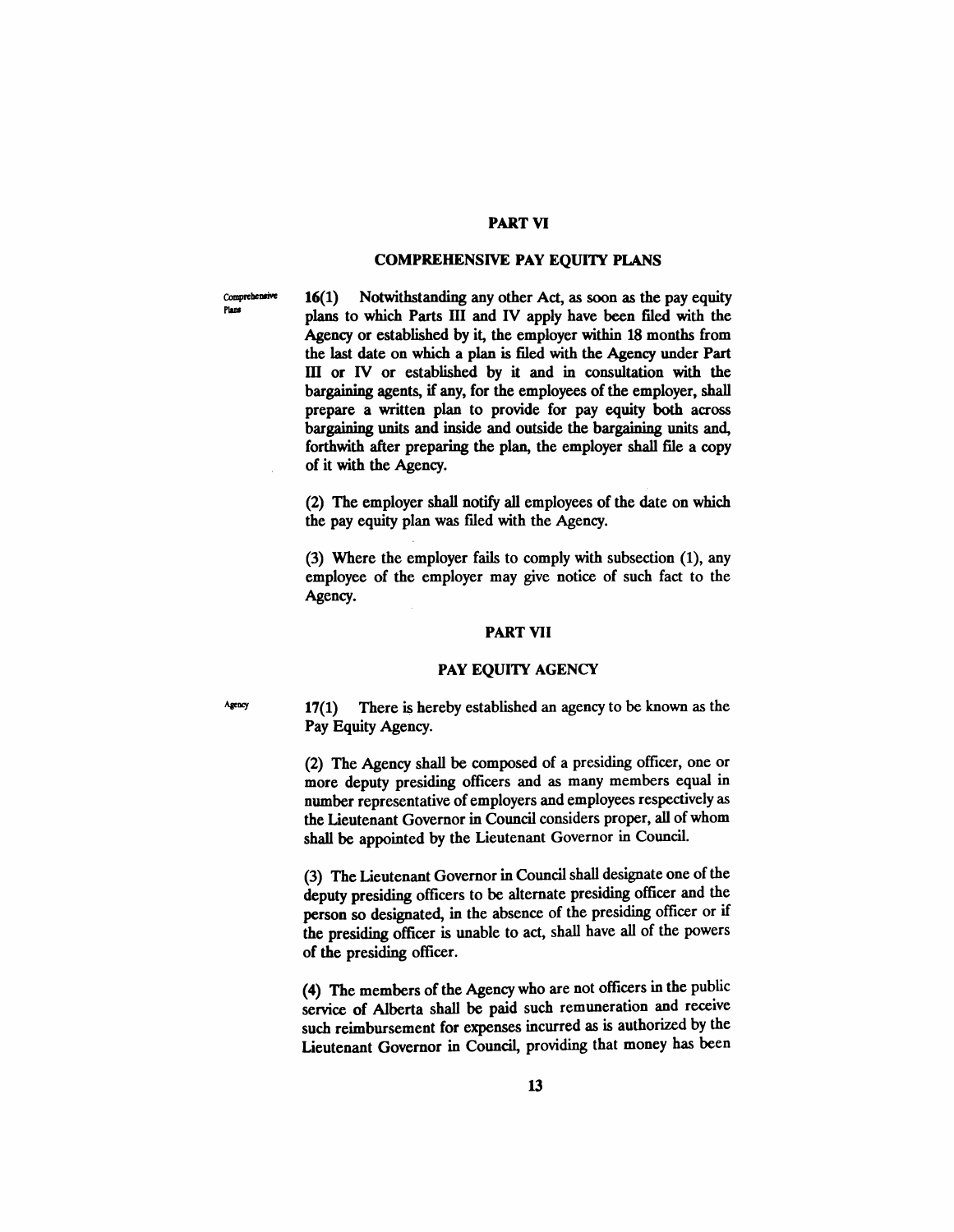## PART VI

## COMPREHENSIVE PAY EQUITY PLANS

Comprehensive Plans

**16(1)** Notwithstanding any other Act, as soon as the pay equity plans to which Parts III and IV apply have been filed with the Agency or established by it, the employer within 18 months from the last date on which a plan is filed with the Agency under Part III or IV or established by it and in consultation with the bargaining agents, if any, for the employees of the employer, shall prepare a written plan to provide for pay equity both across bargaining units and inside and outside the bargaining units and, forthwith after preparing the plan, the employer shall file a copy of it with the Agency.

(2) The employer shall notify all employees of the date on which the pay equity plan was filed with the Agency.

(3) Where the employer fails to comply with subsection (1), any employee of the employer may give notice of such fact to the Agency.

## PART VII

## PAY EQUITY AGENCY

Agency

**17(1)** There is hereby established an agency to be known as the Pay Equity Agency.

(2) The Agency shall be composed of a presiding officer, one or more deputy presiding officers and as many members equal in number representative of employers and employees respectively as the Lieutenant Governor in Council considers proper, all of whom shall be appointed by the Lieutenant Governor in Council.

(3) The Lieutenant Governor in Council shall designate one of the deputy presiding officers to be alternate presiding officer and the person so designated, in the absence of the presiding officer or if the presiding officer is unable to act, shall have all of the powers of the presiding officer.

(4) The members of the Agency who are not officers in the public service of Alberta shall be paid such remuneration and receive such reimbursement for expenses incurred as is authorized by the Lieutenant Governor in Council, providing that money has been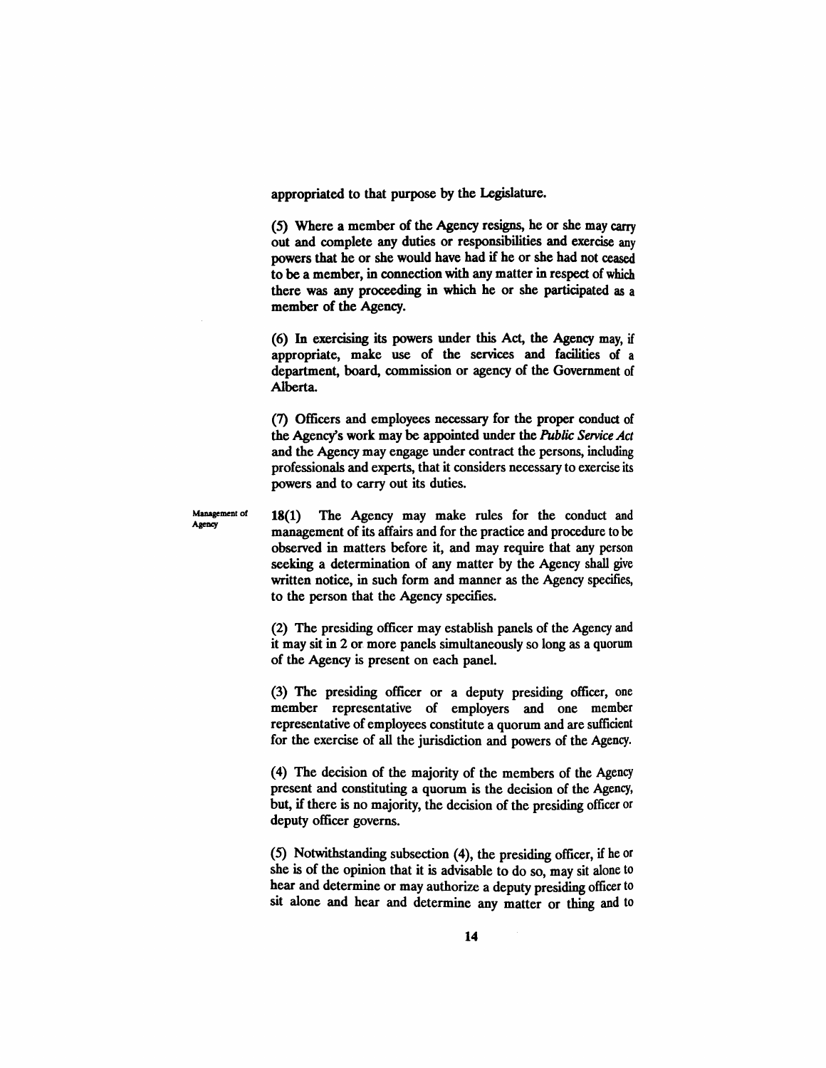appropriated to that purpose by the Legislature.

(5) Where a member of the Agency resigns, he or she may carry out and complete any duties or responsibilities and exercise any powers that he or she would have had if he or she had not ceased to be a member, in connection with any matter in respect of which there was any proceeding in which he or she participated as a member of the Agency.

(6) In exercising its powers under this Act, the Agency may, if appropriate, make use of the services and facilities of a department, board, commission or agency of the Government of Alberta.

(7) Officers and employees necessary for the proper conduct of the Agency's work may be appointed under the *Public Service Act* and the Agency may engage under contract the persons, including professionals and experts, that it considers necessary to exercise its powers and to carry out its duties.

Management of Agency

**18(1)** The Agency may make rules for the conduct and management of its affairs and for the practice and procedure to be observed in matters before it, and may require that any person seeking a determination of any matter by the Agency shall give written notice, in such form and manner as the Agency specifies, to the person that the Agency specifies.

(2) The presiding officer may establish panels of the Agency and it may sit in 2 or more panels simultaneously so long as a quorum of the Agency is present on each panel.

(3) The presiding officer or a deputy presiding officer, one member representative of employers and one member representative of employees constitute a quorum and are sufficient for the exercise of all the jurisdiction and powers of the Agency.

(4) The decision of the majority of the members of the Agency present and constituting a quorum is the decision of the Agency, but, if there is no majority, the decision of the presiding officer or deputy officer governs.

(5) Notwithstanding subsection (4), the presiding officer, if he or she is of the opinion that it is advisable to do so, may sit alone to hear and determine or may authorize a deputy presiding officer to sit alone and hear and determine any matter or thing and to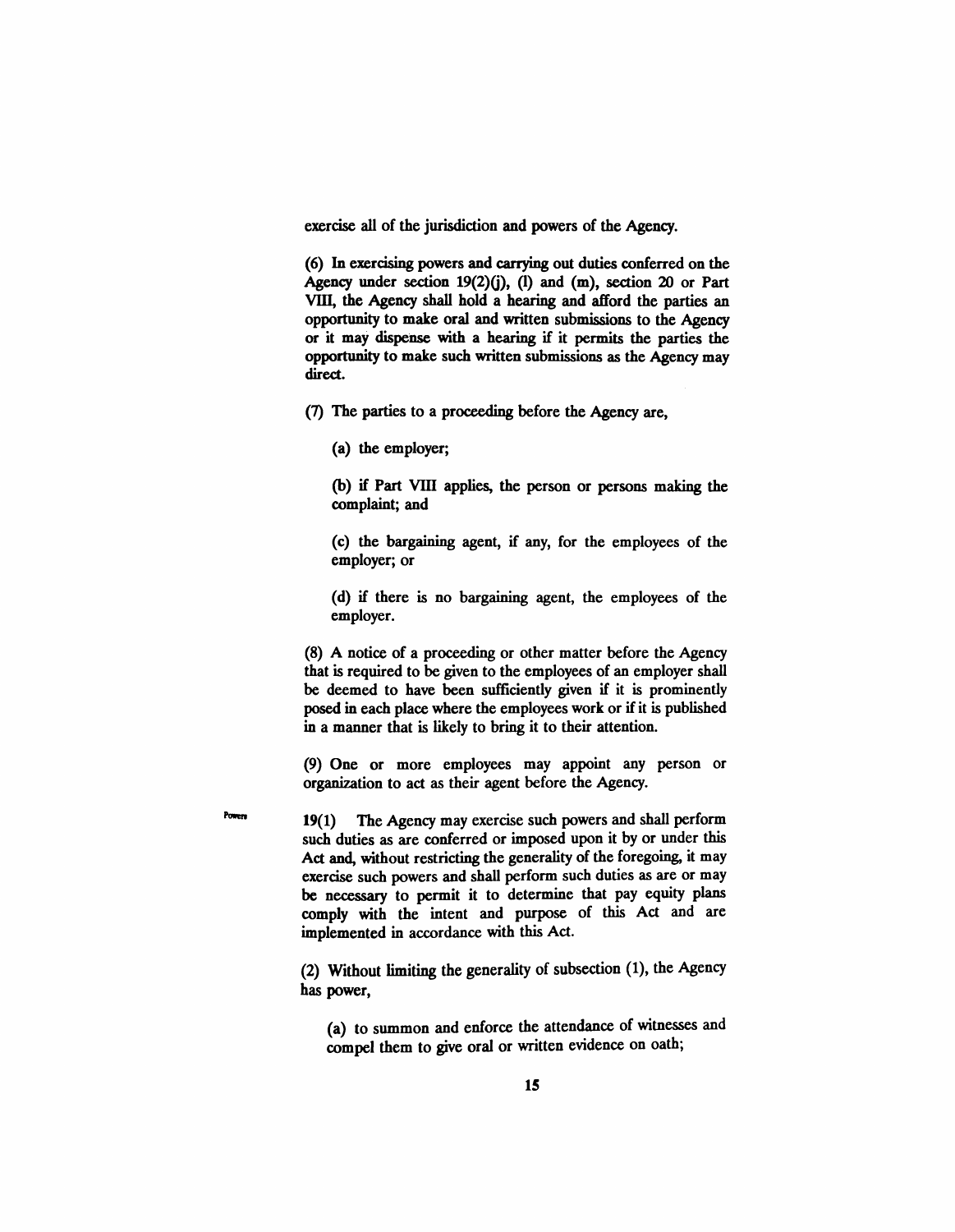exercise all of the jurisdiction and powers of the Agency.

(6) In exercising powers and carrying out duties conferred on the Agency under section 19(2)(j), (l) and (m), section 20 or Part VIII, the Agency shall hold a hearing and afford the parties an opportunity to make oral and written submissions to the Agency or it may dispense with a hearing if it permits the parties the opportunity to make such written submissions as the Agency may direct.

(7) The parties to a proceeding before the Agency are,

(a) the employer;

(b) if Part VIII applies, the person or persons making the complaint; and

(c) the bargaining agent, if any, for the employees of the employer; or

(d) if there is no bargaining agent, the employees of the employer.

(8) A notice of a proceeding or other matter before the Agency that is required to be given to the employees of an employer shall be deemed to have been sufficiently given if it is prominently posed in each place where the employees work or if it is published in a manner that is likely to bring it to their attention.

(9) One or more employees may appoint any person or organization to act as their agent before the Agency.

Powers

19(1) The Agency may exercise such powers and shall perform such duties as are conferred or imposed upon it by or under this Act and, without restricting the generality of the foregoing, it may exercise such powers and shall perform such duties as are or may be necessary to permit it to determine that pay equity plans comply with the intent and purpose of this Act and are implemented in accordance with this Act.

(2) Without limiting the generality of subsection (1), the Agency has power,

(a) to summon and enforce the attendance of witnesses and compel them to give oral or written evidence on oath;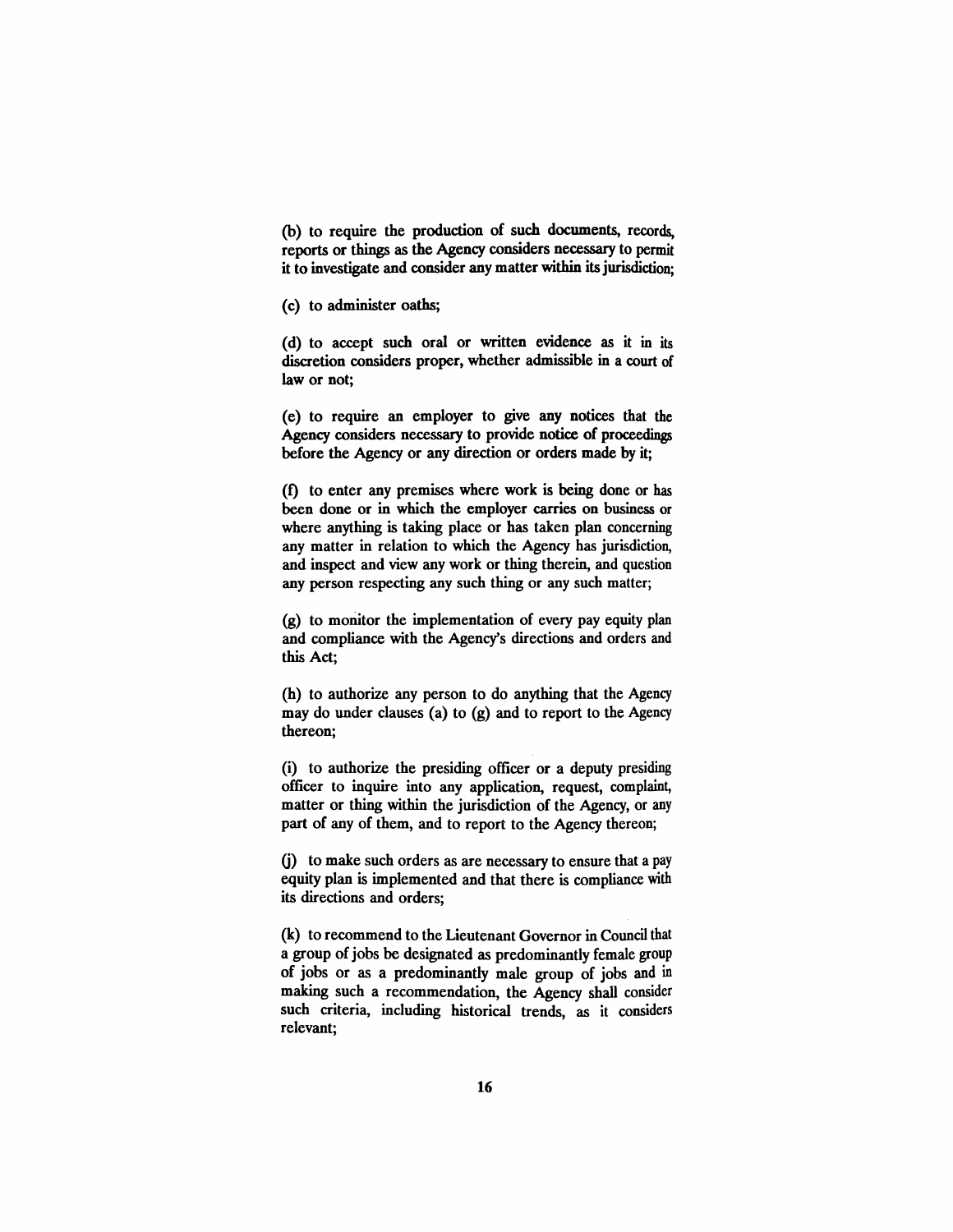(b) to require the production of such documents, records, reports or things as the Agency considers necessary to permit it to investigate and consider any matter within its jurisdiction;

(c) to administer oaths;

(d) to accept such oral or written evidence as it in its discretion considers proper, whether admissible in a court of law or not;

(e) to require an employer to give any notices that the Agency considers necessary to provide notice of proceedings before the Agency or any direction or orders made by it;

(f) to enter any premises where work is being done or has been done or in which the employer carries on business or where anything is taking place or has taken plan concerning any matter in relation to which the Agency has jurisdiction, and inspect and view any work or thing therein, and question any person respecting any such thing or any such matter;

(g) to monitor the implementation of every pay equity plan and compliance with the Agency's directions and orders and this Act;

(h) to authorize any person to do anything that the Agency may do under clauses (a) to (g) and to report to the Agency thereon;

(i) to authorize the presiding officer or a deputy presiding officer to inquire into any application, request, complaint, matter or thing within the jurisdiction of the Agency, or any part of any of them, and to report to the Agency thereon;

(j) to make such orders as are necessary to ensure that a pay equity plan is implemented and that there is compliance with its directions and orders;

(k) to recommend to the Lieutenant Governor in Council that a group of jobs be designated as predominantly female group of jobs or as a predominantly male group of jobs and in making such a recommendation, the Agency shall consider such criteria, including historical trends, as it considers relevant;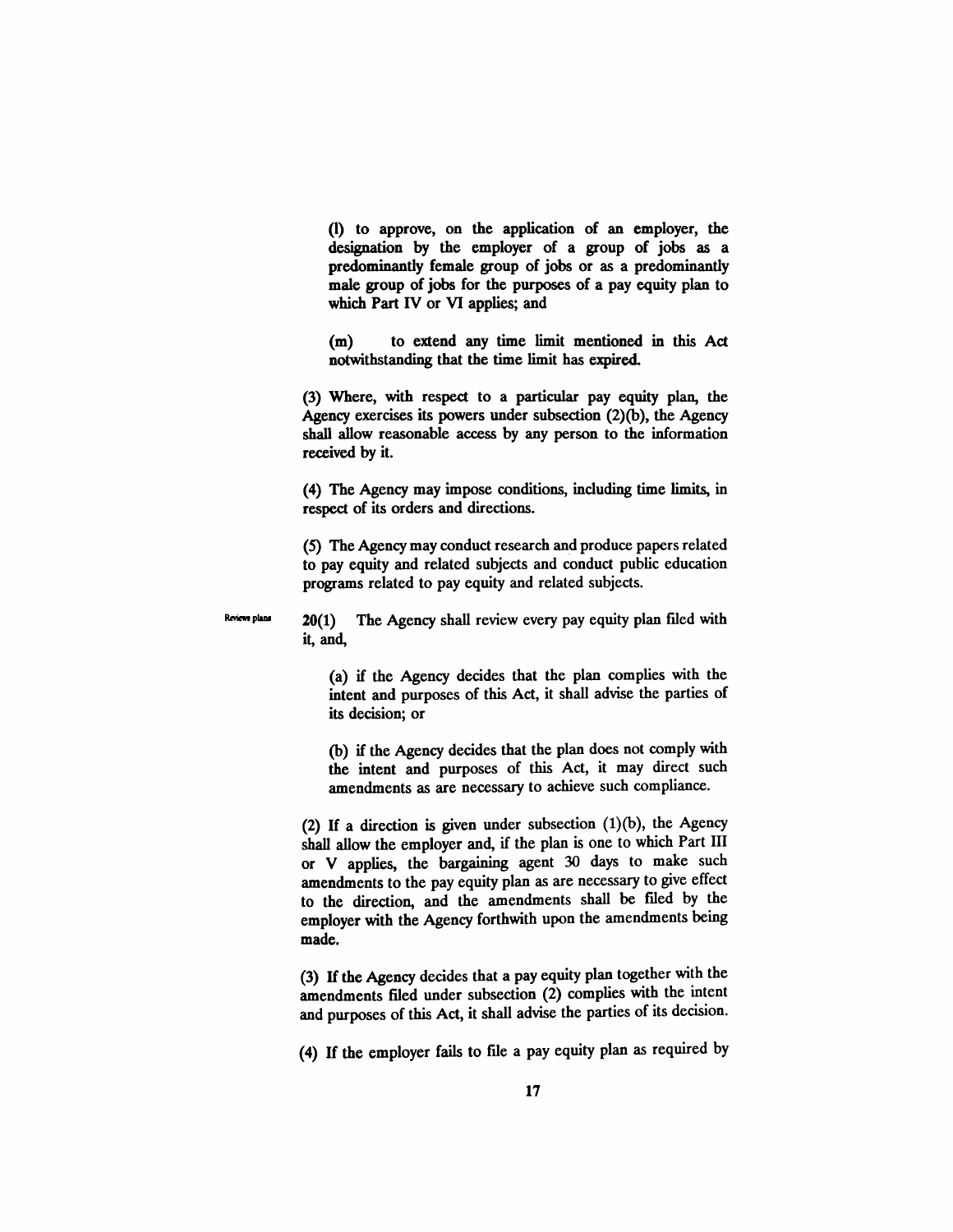(l) to approve, on the application of an employer, the designation by the employer of a group of jobs as a predominantly female group of jobs or as a predominantly male group of jobs for the purposes of a pay equity plan to which Part IV or VI applies; and

(m) to extend any time limit mentioned in this Act notwithstanding that the time limit has expired.

(3) Where, with respect to a particular pay equity plan, the Agency exercises its powers under subsection (2)(b), the Agency shall allow reasonable access by any person to the information received by it.

(4) The Agency may impose conditions, including time limits, in respect of its orders and directions.

(5) The Agency may conduct research and produce papers related to pay equity and related subjects and conduct public education programs related to pay equity and related subjects.

Reviews plans

20(1) The Agency shall review every pay equity plan filed with it, and,

(a) if the Agency decides that the plan complies with the intent and purposes of this Act, it shall advise the parties of its decision; or

(b) if the Agency decides that the plan does not comply with the intent and purposes of this Act, it may direct such amendments as are necessary to achieve such compliance.

(2) If a direction is given under subsection (1)(b), the Agency shall allow the employer and, if the plan is one to which Part III or V applies, the bargaining agent 30 days to make such amendments to the pay equity plan as are necessary to give effect to the direction, and the amendments shall be filed by the employer with the Agency forthwith upon the amendments being made.

(3) If the Agency decides that a pay equity plan together with the amendments filed under subsection (2) complies with the intent and purposes of this Act, it shall advise the parties of its decision.

(4) If the employer fails to file a pay equity plan as required by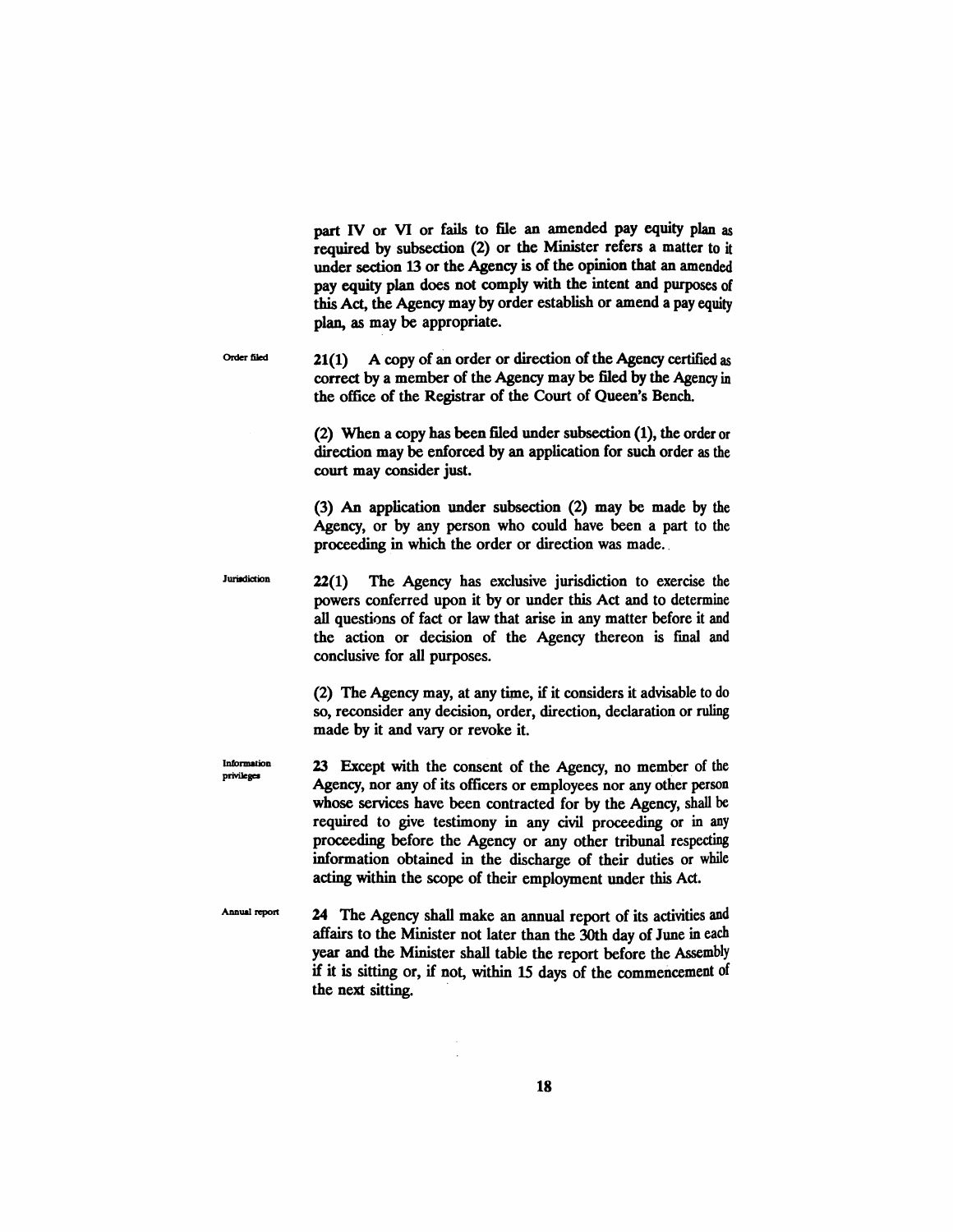part IV or VI or fails to file an amended pay equity plan as required by subsection (2) or the Minister refers a matter to it under section 13 or the Agency is of the opinion that an amended pay equity plan does not comply with the intent and purposes of this Act, the Agency may by order establish or amend a pay equity plan, as may be appropriate.

Order filed

**21(1)** A copy of an order or direction of the Agency certified as correct by a member of the Agency may be filed by the Agency in the office of the Registrar of the Court of Queen's Bench.

(2) When a copy has been filed under subsection (1), the order or direction may be enforced by an application for such order as the court may consider just.

(3) An application under subsection (2) may be made by the Agency, or by any person who could have been a part to the proceeding in which the order or direction was made.

Jurisdiction

**22(1)** The Agency has exclusive jurisdiction to exercise the powers conferred upon it by or under this Act and to determine all questions of fact or law that arise in any matter before it and the action or decision of the Agency thereon is final and conclusive for all purposes.

(2) The Agency may, at any time, if it considers it advisable to do so, reconsider any decision, order, direction, declaration or ruling made by it and vary or revoke it.

Information privileges

**23** Except with the consent of the Agency, no member of the Agency, nor any of its officers or employees nor any other person whose services have been contracted for by the Agency, shall be required to give testimony in any civil proceeding or in any proceeding before the Agency or any other tribunal respecting information obtained in the discharge of their duties or while acting within the scope of their employment under this Act.

Annual report

**24** The Agency shall make an annual report of its activities and affairs to the Minister not later than the 30th day of June in each year and the Minister shall table the report before the Assembly if it is sitting or, if not, within 15 days of the commencement of the next sitting.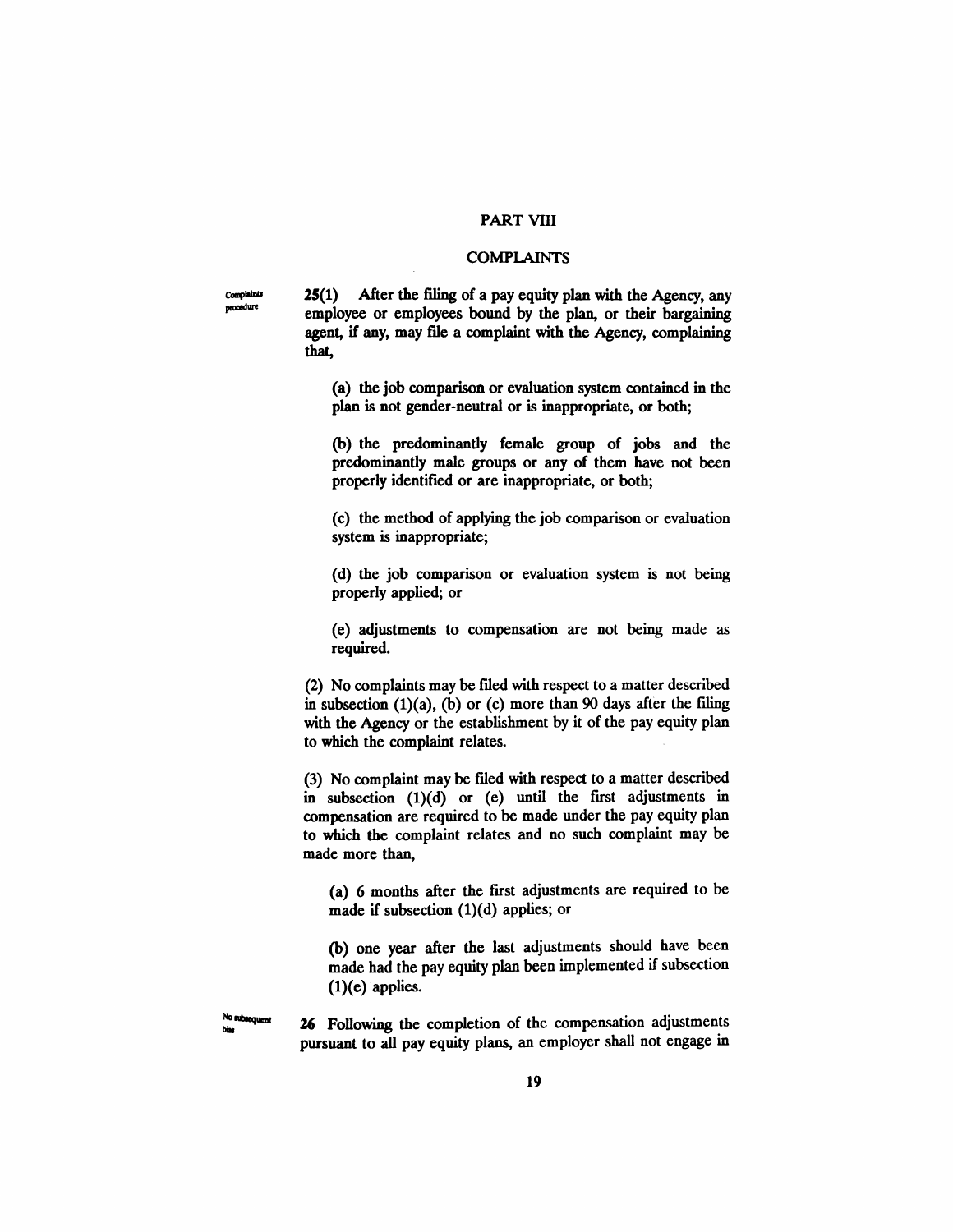## PART VIII

## COMPLAINTS

Complaints procedure

**25(1)** After the filing of a pay equity plan with the Agency, any employee or employees bound by the plan, or their bargaining agent, if any, may file a complaint with the Agency, complaining that,

(a) the job comparison or evaluation system contained in the plan is not gender-neutral or is inappropriate, or both;

(b) the predominantly female group of jobs and the predominantly male groups or any of them have not been properly identified or are inappropriate, or both;

(c) the method of applying the job comparison or evaluation system is inappropriate;

(d) the job comparison or evaluation system is not being properly applied; or

(e) adjustments to compensation are not being made as required.

(2) No complaints may be filed with respect to a matter described in subsection (1)(a), (b) or (c) more than 90 days after the filing with the Agency or the establishment by it of the pay equity plan to which the complaint relates.

(3) No complaint may be filed with respect to a matter described in subsection (1)(d) or (e) until the first adjustments in compensation are required to be made under the pay equity plan to which the complaint relates and no such complaint may be made more than,

(a) 6 months after the first adjustments are required to be made if subsection (1)(d) applies; or

(b) one year after the last adjustments should have been made had the pay equity plan been implemented if subsection (1)(e) applies.

No subsequent bias

**26** Following the completion of the compensation adjustments pursuant to all pay equity plans, an employer shall not engage in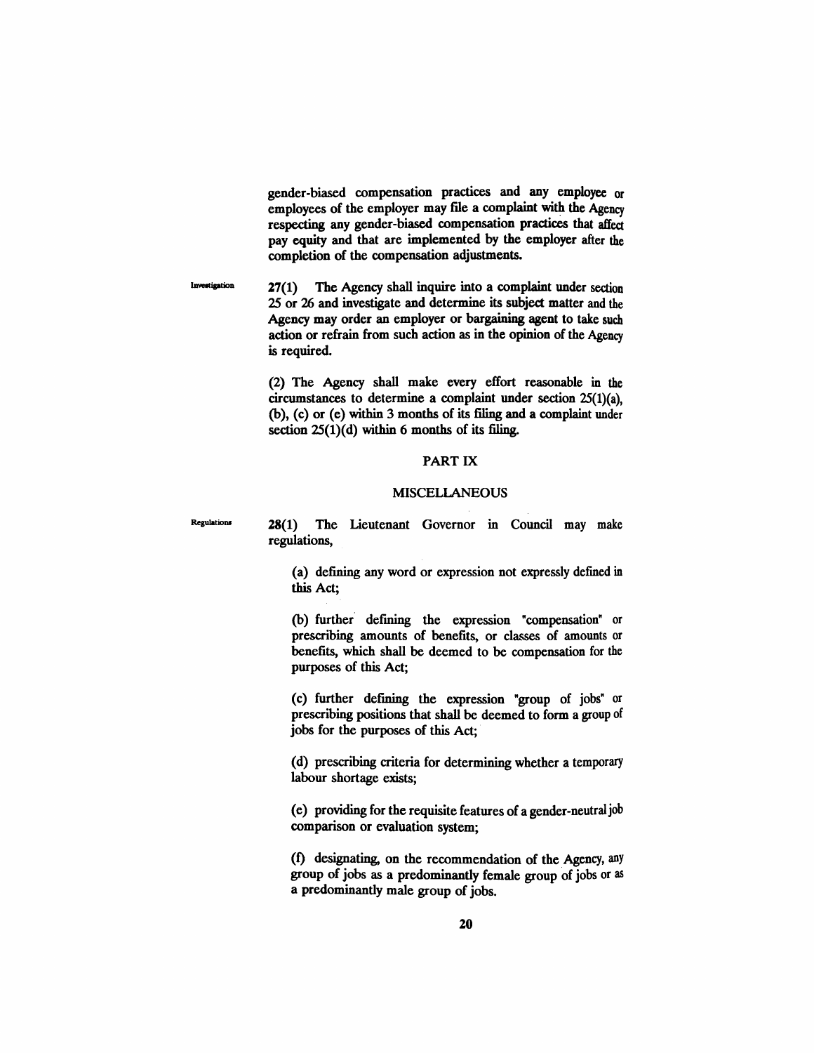gender-biased compensation practices and any employee or employees of the employer may file a complaint with the Agency respecting any gender-biased compensation practices that affect pay equity and that are implemented by the employer after the completion of the compensation adjustments.

Investigation

27(1) The Agency shall inquire into a complaint under section 25 or 26 and investigate and determine its subject matter and the Agency may order an employer or bargaining agent to take such action or refrain from such action as in the opinion of the Agency is required.

(2) The Agency shall make every effort reasonable in the circumstances to determine a complaint under section 25(1)(a), (b), (c) or (e) within 3 months of its filing and a complaint under section 25(1)(d) within 6 months of its filing.

## PART IX

## MISCELLANEOUS

Regulations

28(1) The Lieutenant Governor in Council may make regulations,

(a) defining any word or expression not expressly defined in this Act;

(b) further defining the expression "compensation" or prescribing amounts of benefits, or classes of amounts or benefits, which shall be deemed to be compensation for the purposes of this Act;

(c) further defining the expression "group of jobs" or prescribing positions that shall be deemed to form a group of jobs for the purposes of this Act;

(d) prescribing criteria for determining whether a temporary labour shortage exists;

(e) providing for the requisite features of a gender-neutral job comparison or evaluation system;

(f) designating, on the recommendation of the Agency, any group of jobs as a predominantly female group of jobs or as a predominantly male group of jobs.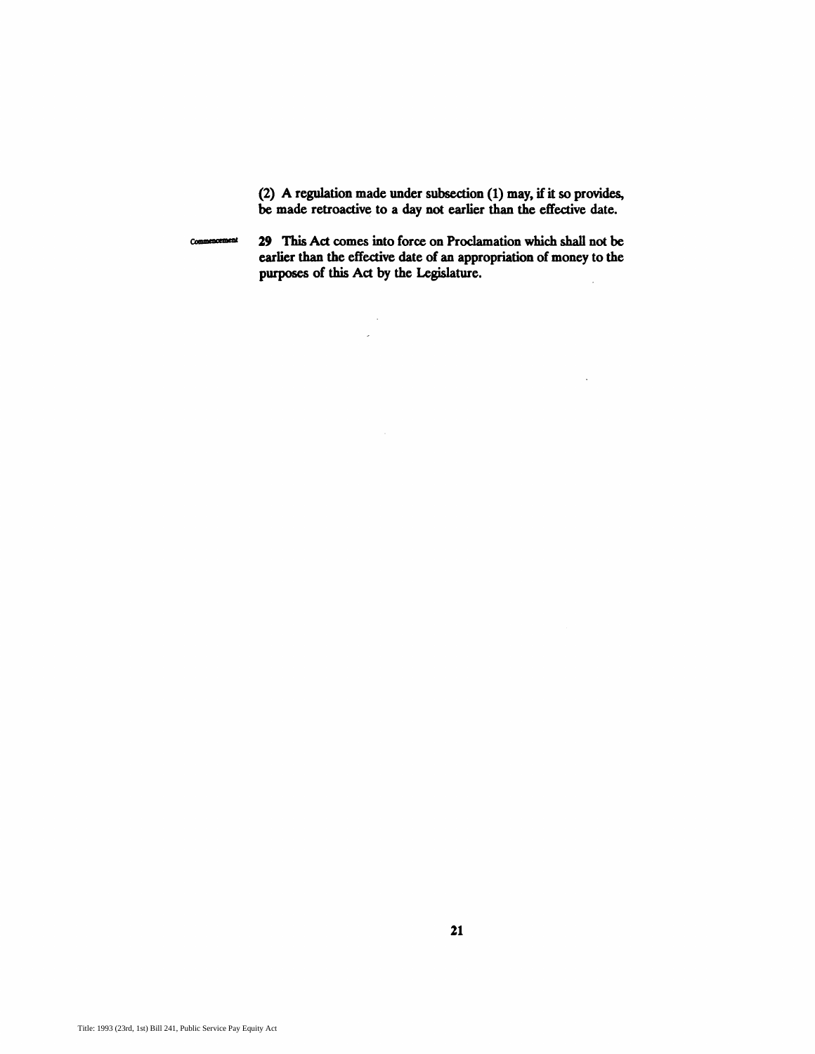(2) A regulation made under subsection (1) may, if it so provides, be made retroactive to a day not earlier than the effective date.

Commencement

29 This Act comes into force on Proclamation which shall not be earlier than the effective date of an appropriation of money to the purposes of this Act by the Legislature.